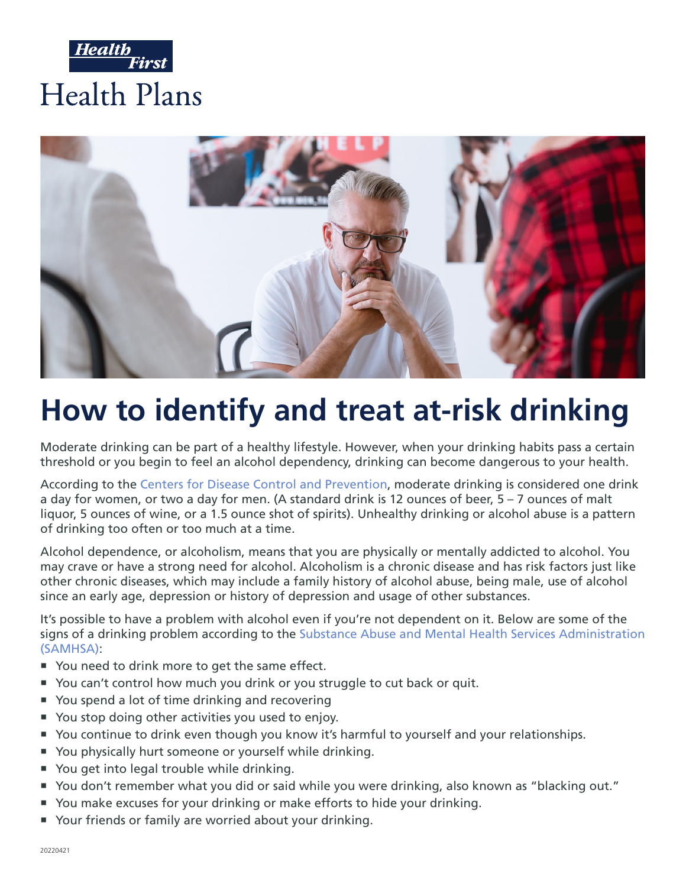Health First

Health Plans

# How to identify and treat at-risk drinking

Moderate drinking can be part of a healthy lifestyle. However, when your drinking habits pass a certain threshold or you begin to feel an alcohol dependency, drinking can become dangerous to your health.

According to the Centers for Disease Control and Prevention, moderate drinking is considered one drink a day for women, or two a day for men. (A standard drink is 12 ounces of beer, 5 – 7 ounces of malt liquor, 5 ounces of wine, or a 1.5 ounce shot of spirits). Unhealthy drinking or alcohol abuse is a pattern of drinking too often or too much at a time.

Alcohol dependence, or alcoholism, means that you are physically or mentally addicted to alcohol. You may crave or have a strong need for alcohol. Alcoholism is a chronic disease and has risk factors just like other chronic diseases, which may include a family history of alcohol abuse, being male, use of alcohol since an early age, depression or history of depression and usage of other substances.

It's possible to have a problem with alcohol even if you're not dependent on it. Below are some of the signs of a drinking problem according to the Substance Abuse and Mental Health Services Administration (SAMHSA):

- You need to drink more to get the same effect.
- You can't control how much you drink or you struggle to cut back or quit.
- You spend a lot of time drinking and recovering
- You stop doing other activities you used to enjoy.
- You continue to drink even though you know it's harmful to yourself and your relationships.
- You physically hurt someone or yourself while drinking.
- You get into legal trouble while drinking.
- You don't remember what you did or said while you were drinking, also known as "blacking out."
- You make excuses for your drinking or make efforts to hide your drinking.
- Your friends or family are worried about your drinking.

20220421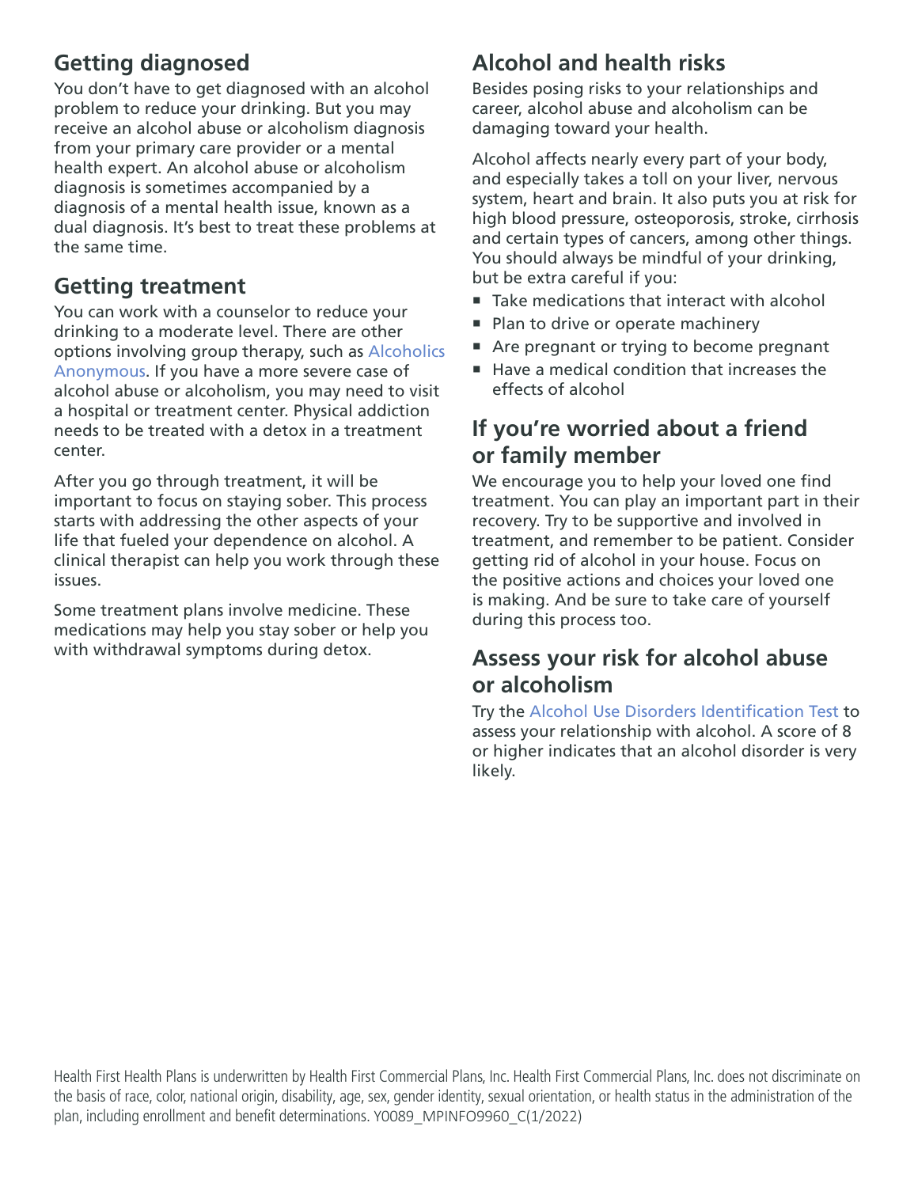## Getting diagnosed

You don't have to get diagnosed with an alcohol problem to reduce your drinking. But you may receive an alcohol abuse or alcoholism diagnosis from your primary care provider or a mental health expert. An alcohol abuse or alcoholism diagnosis is sometimes accompanied by a diagnosis of a mental health issue, known as a dual diagnosis. It's best to treat these problems at the same time.

## Getting treatment

You can work with a counselor to reduce your drinking to a moderate level. There are other options involving group therapy, such as Alcoholics Anonymous. If you have a more severe case of alcohol abuse or alcoholism, you may need to visit a hospital or treatment center. Physical addiction needs to be treated with a detox in a treatment center.

After you go through treatment, it will be important to focus on staying sober. This process starts with addressing the other aspects of your life that fueled your dependence on alcohol. A clinical therapist can help you work through these issues.

Some treatment plans involve medicine. These medications may help you stay sober or help you with withdrawal symptoms during detox.

## Alcohol and health risks

Besides posing risks to your relationships and career, alcohol abuse and alcoholism can be damaging toward your health.

Alcohol affects nearly every part of your body, and especially takes a toll on your liver, nervous system, heart and brain. It also puts you at risk for high blood pressure, osteoporosis, stroke, cirrhosis and certain types of cancers, among other things. You should always be mindful of your drinking, but be extra careful if you:

- Take medications that interact with alcohol
- Plan to drive or operate machinery
- Are pregnant or trying to become pregnant
- Have a medical condition that increases the effects of alcohol

## If you're worried about a friend or family member

We encourage you to help your loved one find treatment. You can play an important part in their recovery. Try to be supportive and involved in treatment, and remember to be patient. Consider getting rid of alcohol in your house. Focus on the positive actions and choices your loved one is making. And be sure to take care of yourself during this process too.

## Assess your risk for alcohol abuse or alcoholism

Try the Alcohol Use Disorders Identification Test to assess your relationship with alcohol. A score of 8 or higher indicates that an alcohol disorder is very likely.

Health First Health Plans is underwritten by Health First Commercial Plans, Inc. Health First Commercial Plans, Inc. does not discriminate on the basis of race, color, national origin, disability, age, sex, gender identity, sexual orientation, or health status in the administration of the plan, including enrollment and benefit determinations. Y0089_MPINFO9960_C(1/2022)